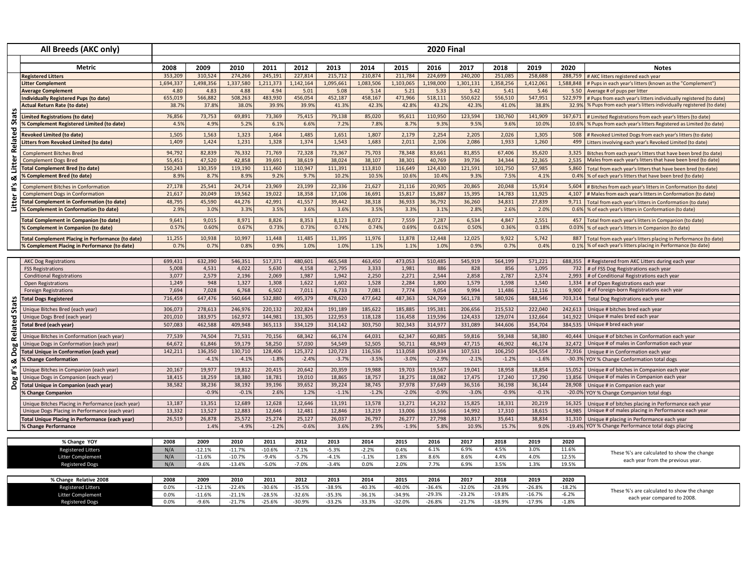# All Breeds (AKC only)

## 2020 Final

| Section | Metric | 2008 | 2009 | 2010 | 2011 | 2012 | 2013 | 2014 | 2015 | 2016 | 2017 | 2018 | 2019 | 2020 | Notes |
|---|---|---|---|---|---|---|---|---|---|---|---|---|---|---|---|
| Litter #'s & Litter Related Stats | **Registered Litters** | 353,209 | 310,524 | 274,266 | 245,191 | 227,814 | 215,712 | 210,874 | 211,784 | 224,699 | 240,200 | 251,085 | 258,688 | 288,759 | # AKC litters registered each year |
| | **Litter Complement** | 1,694,337 | 1,498,356 | 1,337,580 | 1,211,373 | 1,142,164 | 1,095,661 | 1,083,506 | 1,103,065 | 1,198,000 | 1,301,131 | 1,358,256 | 1,412,061 | 1,588,848 | # Pups in each year's litters (known as the "Complement") |
| | **Average Complement** | 4.80 | 4.83 | 4.88 | 4.94 | 5.01 | 5.08 | 5.14 | 5.21 | 5.33 | 5.42 | 5.41 | 5.46 | 5.50 | Average # of pups per litter |
| | **Individually Registered Pups (to date)** | 655,019 | 566,882 | 508,263 | 483,930 | 456,054 | 452,187 | 458,167 | 471,966 | 518,111 | 550,622 | 556,510 | 547,951 | 522,979 | # Pups from each year's litters individually registered (to date) |
| | **Actual Return Rate (to date)** | 38.7% | 37.8% | 38.0% | 39.9% | 39.9% | 41.3% | 42.3% | 42.8% | 43.2% | 42.3% | 41.0% | 38.8% | 32.9% | % Pups from each year's litters individually registered (to date) |
| | **Limited Registrations (to date)** | 76,856 | 73,753 | 69,891 | 73,369 | 75,415 | 79,138 | 85,020 | 95,611 | 110,950 | 123,594 | 130,760 | 141,909 | 167,671 | # Limited Registrations from each year's litters (to date) |
| | **% Complement Registered Limited (to date)** | 4.5% | 4.9% | 5.2% | 6.1% | 6.6% | 7.2% | 7.8% | 8.7% | 9.3% | 9.5% | 9.6% | 10.0% | 10.6% | % Pups from each year's litters Registered as Limited (to date) |
| | **Revoked Limited (to date)** | 1,505 | 1,563 | 1,323 | 1,464 | 1,485 | 1,651 | 1,807 | 2,179 | 2,254 | 2,205 | 2,026 | 1,305 | 508 | # Revoked Limited Dogs from each year's litters (to date) |
| | **Litters from Revoked Limited (to date)** | 1,409 | 1,424 | 1,231 | 1,328 | 1,374 | 1,543 | 1,683 | 2,011 | 2,106 | 2,086 | 1,933 | 1,260 | 499 | Litters involving each year's Revoked Limited (to date) |
| | Complement Bitches Bred | 94,792 | 82,839 | 76,332 | 71,769 | 72,328 | 73,367 | 75,703 | 78,348 | 83,661 | 81,855 | 67,406 | 35,620 | 3,325 | Bitches from each year's litters that have been bred (to date) |
| | Complement Dogs Bred | 55,451 | 47,520 | 42,858 | 39,691 | 38,619 | 38,024 | 38,107 | 38,301 | 40,769 | 39,736 | 34,344 | 22,365 | 2,535 | Males from each year's litters that have been bred (to date) |
| | **Total Complement Bred (to date)** | 150,243 | 130,359 | 119,190 | 111,460 | 110,947 | 111,391 | 113,810 | 116,649 | 124,430 | 121,591 | 101,750 | 57,985 | 5,860 | Total from each year's litters that have been bred (to date) |
| | **% Complement Bred (to date)** | 8.9% | 8.7% | 8.9% | 9.2% | 9.7% | 10.2% | 10.5% | 10.6% | 10.4% | 9.3% | 7.5% | 4.1% | 0.4% | % of each year's litters that have been bred (to date) |
| | Complement Bitches in Conformation | 27,178 | 25,541 | 24,714 | 23,969 | 23,199 | 22,336 | 21,627 | 21,116 | 20,905 | 20,865 | 20,048 | 15,914 | 5,604 | # Bitches from each year's litters in Conformation (to date) |
| | Complement Dogs in Conformation | 21,617 | 20,049 | 19,562 | 19,022 | 18,358 | 17,106 | 16,691 | 15,817 | 15,887 | 15,395 | 14,783 | 11,925 | 4,107 | # Males from each year's litters in Conformation (to date) |
| | **Total Complement in Conformation (to date)** | 48,795 | 45,590 | 44,276 | 42,991 | 41,557 | 39,442 | 38,318 | 36,933 | 36,792 | 36,260 | 34,831 | 27,839 | 9,711 | Total from each year's litters in Conformation (to date) |
| | **% Complement in Conformation (to date)** | 2.9% | 3.0% | 3.3% | 3.5% | 3.6% | 3.6% | 3.5% | 3.3% | 3.1% | 2.8% | 2.6% | 2.0% | 0.6% | % of each year's litters in Conformation (to date) |
| | **Total Complement in Companion (to date)** | 9,641 | 9,015 | 8,971 | 8,826 | 8,353 | 8,123 | 8,072 | 7,559 | 7,287 | 6,534 | 4,847 | 2,551 | 457 | Total from each year's litters in Companion (to date) |
| | **% Complement in Companion (to date)** | 0.57% | 0.60% | 0.67% | 0.73% | 0.73% | 0.74% | 0.74% | 0.69% | 0.61% | 0.50% | 0.36% | 0.18% | 0.03% | % of each year's litters in Companion (to date) |
| | **Total Complement Placing in Performance (to date)** | 11,255 | 10,938 | 10,997 | 11,448 | 11,485 | 11,395 | 11,976 | 11,878 | 12,448 | 12,025 | 9,922 | 5,742 | 887 | Total from each year's litters placing in Performance (to date) |
| | **% Complement Placing in Performance (to date)** | 0.7% | 0.7% | 0.8% | 0.9% | 1.0% | 1.0% | 1.1% | 1.1% | 1.0% | 0.9% | 0.7% | 0.4% | 0.1% | % of each year's litters placing in Performance (to date) |
| Dog #'s & Dog Related Stats | AKC Dog Registrations | 699,431 | 632,390 | 546,351 | 517,371 | 480,601 | 465,548 | 463,450 | 473,053 | 510,485 | 545,919 | 564,199 | 571,221 | 688,355 | # Registered from AKC Litters during each year |
| | FSS Registrations | 5,008 | 4,531 | 4,022 | 5,630 | 4,158 | 2,795 | 3,333 | 1,981 | 886 | 828 | 856 | 1,095 | 732 | # of FSS Dog Registrations each year |
| | Conditional Registrations | 3,077 | 2,579 | 2,196 | 2,069 | 1,987 | 1,942 | 2,250 | 2,271 | 2,544 | 2,858 | 2,787 | 2,574 | 2,993 | # of Conditional Registrations each year |
| | Open Registrations | 1,249 | 948 | 1,327 | 1,308 | 1,622 | 1,602 | 1,528 | 2,284 | 1,800 | 1,579 | 1,598 | 1,540 | 1,334 | # of Open Registrations each year |
| | Foreign Registrations | 7,694 | 7,028 | 6,768 | 6,502 | 7,011 | 6,733 | 7,081 | 7,774 | 9,054 | 9,994 | 11,486 | 12,116 | 9,900 | # of Foreign-born Registrations each year |
| | **Total Dogs Registered** | 716,459 | 647,476 | 560,664 | 532,880 | 495,379 | 478,620 | 477,642 | 487,363 | 524,769 | 561,178 | 580,926 | 588,546 | 703,314 | Total Dog Registrations each year |
| | Unique Bitches Bred (each year) | 306,073 | 278,613 | 246,976 | 220,132 | 202,824 | 191,189 | 185,622 | 185,885 | 195,381 | 206,656 | 215,532 | 222,040 | 242,613 | Unique # bitches bred each year |
| | Unique Dogs Bred (each year) | 201,010 | 183,975 | 162,972 | 144,981 | 131,305 | 122,953 | 118,128 | 116,458 | 119,596 | 124,433 | 129,074 | 132,664 | 141,922 | Unique # males bred each year |
| | **Total Bred (each year)** | 507,083 | 462,588 | 409,948 | 365,113 | 334,129 | 314,142 | 303,750 | 302,343 | 314,977 | 331,089 | 344,606 | 354,704 | 384,535 | Unique # bred each year |
| | Unique Bitches in Conformation (each year) | 77,539 | 74,504 | 71,531 | 70,156 | 68,342 | 66,174 | 64,031 | 62,347 | 60,885 | 59,816 | 59,348 | 58,380 | 40,444 | Unique # of bitches in Conformation each year |
| | Unique Dogs in Conformation (each year) | 64,672 | 61,846 | 59,179 | 58,250 | 57,030 | 54,549 | 52,505 | 50,711 | 48,949 | 47,715 | 46,902 | 46,174 | 32,472 | Unique # of males in Conformation each year |
| | **Total Unique in Conformation (each year)** | 142,211 | 136,350 | 130,710 | 128,406 | 125,372 | 120,723 | 116,536 | 113,058 | 109,834 | 107,531 | 106,250 | 104,554 | 72,916 | Unique # in Conformation each year |
| | **% Change Conformation** | | -4.1% | -4.1% | -1.8% | -2.4% | -3.7% | -3.5% | -3.0% | -2.9% | -2.1% | -1.2% | -1.6% | -30.3% | YOY % Change Conformation total dogs |
| | Unique Bitches in Companion (each year) | 20,167 | 19,977 | 19,812 | 20,415 | 20,642 | 20,359 | 19,988 | 19,703 | 19,567 | 19,041 | 18,958 | 18,854 | 15,052 | Unique # of bitches in Companion each year |
| | Unique Dogs in Companion (each year) | 18,415 | 18,259 | 18,380 | 18,781 | 19,010 | 18,865 | 18,757 | 18,275 | 18,082 | 17,475 | 17,240 | 17,290 | 13,856 | Unique # of males in Companion each year |
| | **Total Unique in Companion (each year)** | 38,582 | 38,236 | 38,192 | 39,196 | 39,652 | 39,224 | 38,745 | 37,978 | 37,649 | 36,516 | 36,198 | 36,144 | 28,908 | Unique # in Companion each year |
| | **% Change Companion** | | -0.9% | -0.1% | 2.6% | 1.2% | -1.1% | -1.2% | -2.0% | -0.9% | -3.0% | -0.9% | -0.1% | -20.0% | YOY % Change Companion total dogs |
| | Unique Bitches Placing in Performance (each year) | 13,187 | 13,351 | 12,689 | 12,628 | 12,646 | 13,191 | 13,578 | 13,271 | 14,232 | 15,825 | 18,331 | 20,219 | 16,325 | Unique # of bitches placing in Performance each year |
| | Unique Dogs Placing in Performance (each year) | 13,332 | 13,527 | 12,883 | 12,646 | 12,481 | 12,846 | 13,219 | 13,006 | 13,566 | 14,992 | 17,310 | 18,615 | 14,985 | Unique # of males placing in Performance each year |
| | **Total Unique Placing in Performance (each year)** | 26,519 | 26,878 | 25,572 | 25,274 | 25,127 | 26,037 | 26,797 | 26,277 | 27,798 | 30,817 | 35,641 | 38,834 | 31,310 | Unique # placing in Performance each year |
| | **% Change Performance** | | 1.4% | -4.9% | -1.2% | -0.6% | 3.6% | 2.9% | -1.9% | 5.8% | 10.9% | 15.7% | 9.0% | -19.4% | YOY % Change Performance total dogs placing |

| % Change YOY | 2008 | 2009 | 2010 | 2011 | 2012 | 2013 | 2014 | 2015 | 2016 | 2017 | 2018 | 2019 | 2020 | |
|---|---|---|---|---|---|---|---|---|---|---|---|---|---|---|
| Registered Litters | N/A | -12.1% | -11.7% | -10.6% | -7.1% | -5.3% | -2.2% | 0.4% | 6.1% | 6.9% | 4.5% | 3.0% | 11.6% | These %'s are calculated to show the change each year from the previous year. |
| Litter Complement | N/A | -11.6% | -10.7% | -9.4% | -5.7% | -4.1% | -1.1% | 1.8% | 8.6% | 8.6% | 4.4% | 4.0% | 12.5% | |
| Registered Dogs | N/A | -9.6% | -13.4% | -5.0% | -7.0% | -3.4% | 0.0% | 2.0% | 7.7% | 6.9% | 3.5% | 1.3% | 19.5% | |

| % Change Relative 2008 | 2008 | 2009 | 2010 | 2011 | 2012 | 2013 | 2014 | 2015 | 2016 | 2017 | 2018 | 2019 | 2020 | |
|---|---|---|---|---|---|---|---|---|---|---|---|---|---|---|
| Registered Litters | 0.0% | -12.1% | -22.4% | -30.6% | -35.5% | -38.9% | -40.3% | -40.0% | -36.4% | -32.0% | -28.9% | -26.8% | -18.2% | These %'s are calculated to show the change each year compared to 2008. |
| Litter Complement | 0.0% | -11.6% | -21.1% | -28.5% | -32.6% | -35.3% | -36.1% | -34.9% | -29.3% | -23.2% | -19.8% | -16.7% | -6.2% | |
| Registered Dogs | 0.0% | -9.6% | -21.7% | -25.6% | -30.9% | -33.2% | -33.3% | -32.0% | -26.8% | -21.7% | -18.9% | -17.9% | -1.8% | |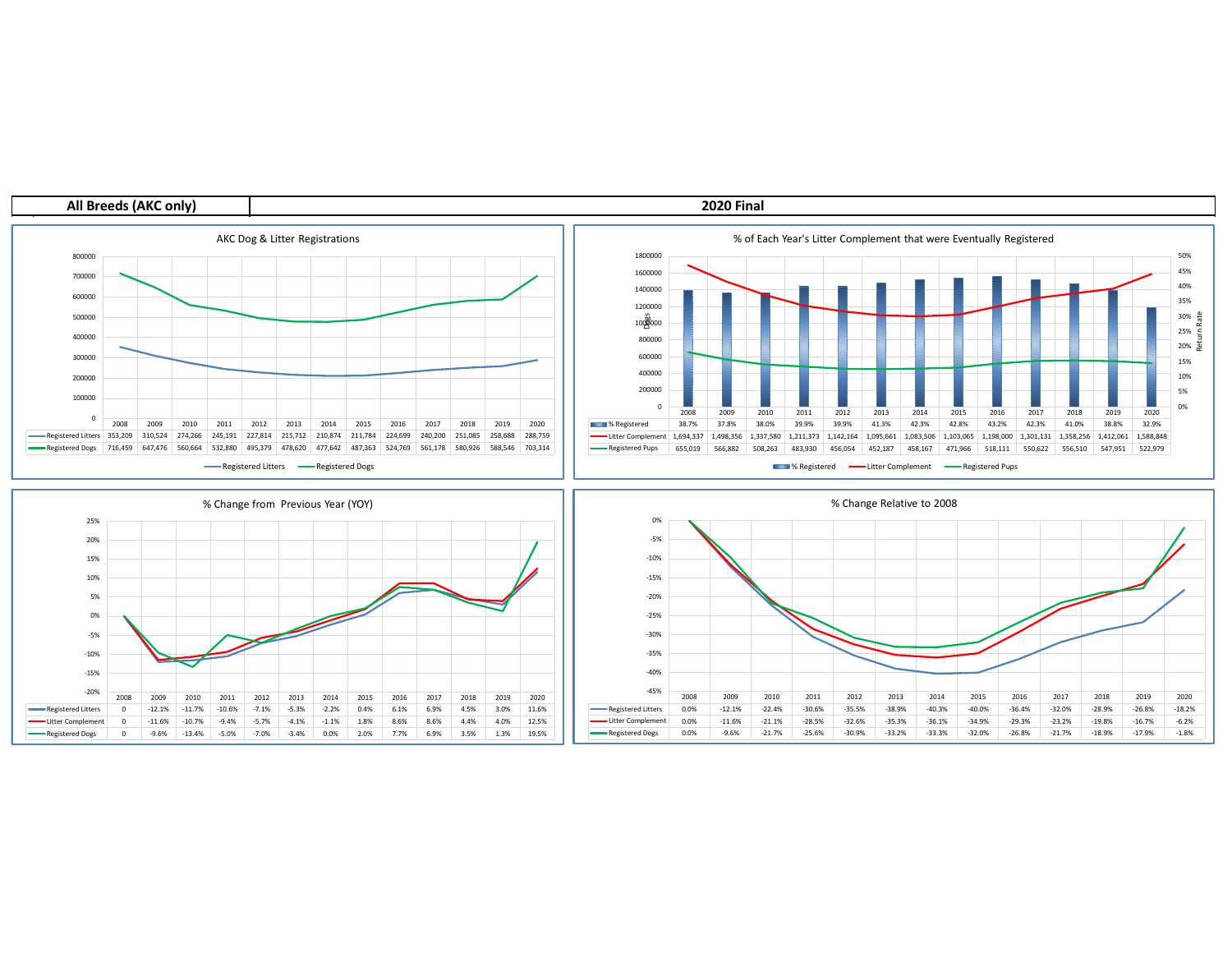| All Breeds (AKC only) | 2020 Final |
|---|---|

## AKC Dog & Litter Registrations

| | 2008 | 2009 | 2010 | 2011 | 2012 | 2013 | 2014 | 2015 | 2016 | 2017 | 2018 | 2019 | 2020 |
|---|---|---|---|---|---|---|---|---|---|---|---|---|---|
| Registered Litters | 353,209 | 310,524 | 274,266 | 245,191 | 227,814 | 215,712 | 210,874 | 211,784 | 224,699 | 240,200 | 251,085 | 258,688 | 288,759 |
| Registered Dogs | 716,459 | 647,476 | 560,664 | 532,880 | 495,379 | 478,620 | 477,642 | 487,363 | 524,769 | 561,178 | 580,926 | 588,546 | 703,314 |

## % of Each Year's Litter Complement that were Eventually Registered

| | 2008 | 2009 | 2010 | 2011 | 2012 | 2013 | 2014 | 2015 | 2016 | 2017 | 2018 | 2019 | 2020 |
|---|---|---|---|---|---|---|---|---|---|---|---|---|---|
| % Registered | 38.7% | 37.8% | 38.0% | 39.9% | 39.9% | 41.3% | 42.3% | 42.8% | 43.2% | 42.3% | 41.0% | 38.8% | 32.9% |
| Litter Complement | 1,694,337 | 1,498,356 | 1,337,580 | 1,211,373 | 1,142,164 | 1,095,661 | 1,083,506 | 1,103,065 | 1,198,000 | 1,301,131 | 1,358,256 | 1,412,061 | 1,588,848 |
| Registered Pups | 655,019 | 566,882 | 508,263 | 483,930 | 456,054 | 452,187 | 458,167 | 471,966 | 518,111 | 550,622 | 556,510 | 547,951 | 522,979 |

## % Change from Previous Year (YOY)

| | 2008 | 2009 | 2010 | 2011 | 2012 | 2013 | 2014 | 2015 | 2016 | 2017 | 2018 | 2019 | 2020 |
|---|---|---|---|---|---|---|---|---|---|---|---|---|---|
| Registered Litters | 0 | -12.1% | -11.7% | -10.6% | -7.1% | -5.3% | -2.2% | 0.4% | 6.1% | 6.9% | 4.5% | 3.0% | 11.6% |
| Litter Complement | 0 | -11.6% | -10.7% | -9.4% | -5.7% | -4.1% | -1.1% | 1.8% | 8.6% | 8.6% | 4.4% | 4.0% | 12.5% |
| Registered Dogs | 0 | -9.6% | -13.4% | -5.0% | -7.0% | -3.4% | 0.0% | 2.0% | 7.7% | 6.9% | 3.5% | 1.3% | 19.5% |

## % Change Relative to 2008

| | 2008 | 2009 | 2010 | 2011 | 2012 | 2013 | 2014 | 2015 | 2016 | 2017 | 2018 | 2019 | 2020 |
|---|---|---|---|---|---|---|---|---|---|---|---|---|---|
| Registered Litters | 0.0% | -12.1% | -22.4% | -30.6% | -35.5% | -38.9% | -40.3% | -40.0% | -36.4% | -32.0% | -28.9% | -26.8% | -18.2% |
| Litter Complement | 0.0% | -11.6% | -21.1% | -28.5% | -32.6% | -35.3% | -36.1% | -34.9% | -29.3% | -23.2% | -19.8% | -16.7% | -6.2% |
| Registered Dogs | 0.0% | -9.6% | -21.7% | -25.6% | -30.9% | -33.2% | -33.3% | -32.0% | -26.8% | -21.7% | -18.9% | -17.9% | -1.8% |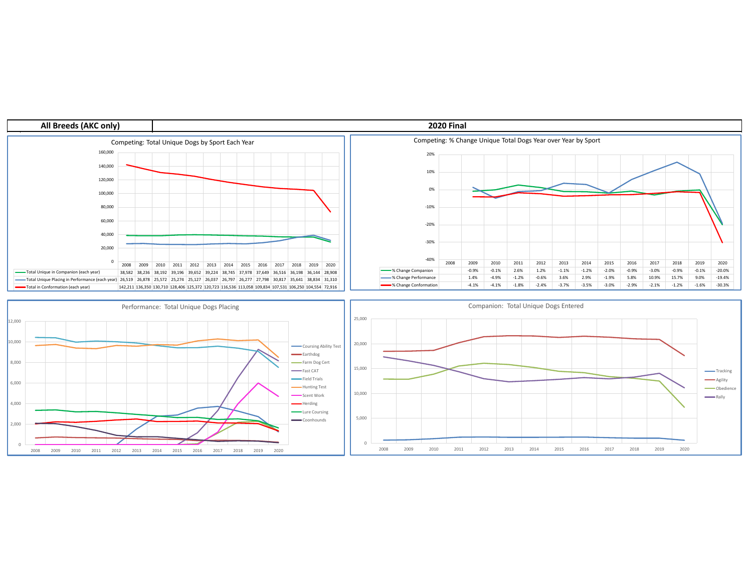| All Breeds (AKC only) | 2020 Final |
|---|---|

### Competing: Total Unique Dogs by Sport Each Year

| | 2008 | 2009 | 2010 | 2011 | 2012 | 2013 | 2014 | 2015 | 2016 | 2017 | 2018 | 2019 | 2020 |
|---|---|---|---|---|---|---|---|---|---|---|---|---|---|
| Total Unique in Companion (each year) | 38,582 | 38,236 | 38,192 | 39,196 | 39,652 | 39,224 | 38,745 | 37,978 | 37,649 | 36,516 | 36,198 | 36,144 | 28,908 |
| Total Unique Placing in Performance (each year) | 26,519 | 26,878 | 25,572 | 25,274 | 25,127 | 26,037 | 26,797 | 26,277 | 27,798 | 30,817 | 35,641 | 38,834 | 31,310 |
| Total in Conformation (each year) | 142,211 | 136,350 | 130,710 | 128,406 | 125,372 | 120,723 | 116,536 | 113,058 | 109,834 | 107,531 | 106,250 | 104,554 | 72,916 |

### Competing: % Change Unique Total Dogs Year over Year by Sport

| | 2008 | 2009 | 2010 | 2011 | 2012 | 2013 | 2014 | 2015 | 2016 | 2017 | 2018 | 2019 | 2020 |
|---|---|---|---|---|---|---|---|---|---|---|---|---|---|
| % Change Companion | | -0.9% | -0.1% | 2.6% | 1.2% | -1.1% | -1.2% | -2.0% | -0.9% | -3.0% | -0.9% | -0.1% | -20.0% |
| % Change Performance | | 1.4% | -4.9% | -1.2% | -0.6% | 3.6% | 2.9% | -1.9% | 5.8% | 10.9% | 15.7% | 9.0% | -19.4% |
| % Change Conformation | | -4.1% | -4.1% | -1.8% | -2.4% | -3.7% | -3.5% | -3.0% | -2.9% | -2.1% | -1.2% | -1.6% | -30.3% |

### Performance: Total Unique Dogs Placing

Legend: Coursing Ability Test, Earthdog, Farm Dog Cert, Fast CAT, Field Trials, Hunting Test, Scent Work, Herding, Lure Coursing, Coonhounds

### Companion: Total Unique Dogs Entered

Legend: Tracking, Agility, Obedience, Rally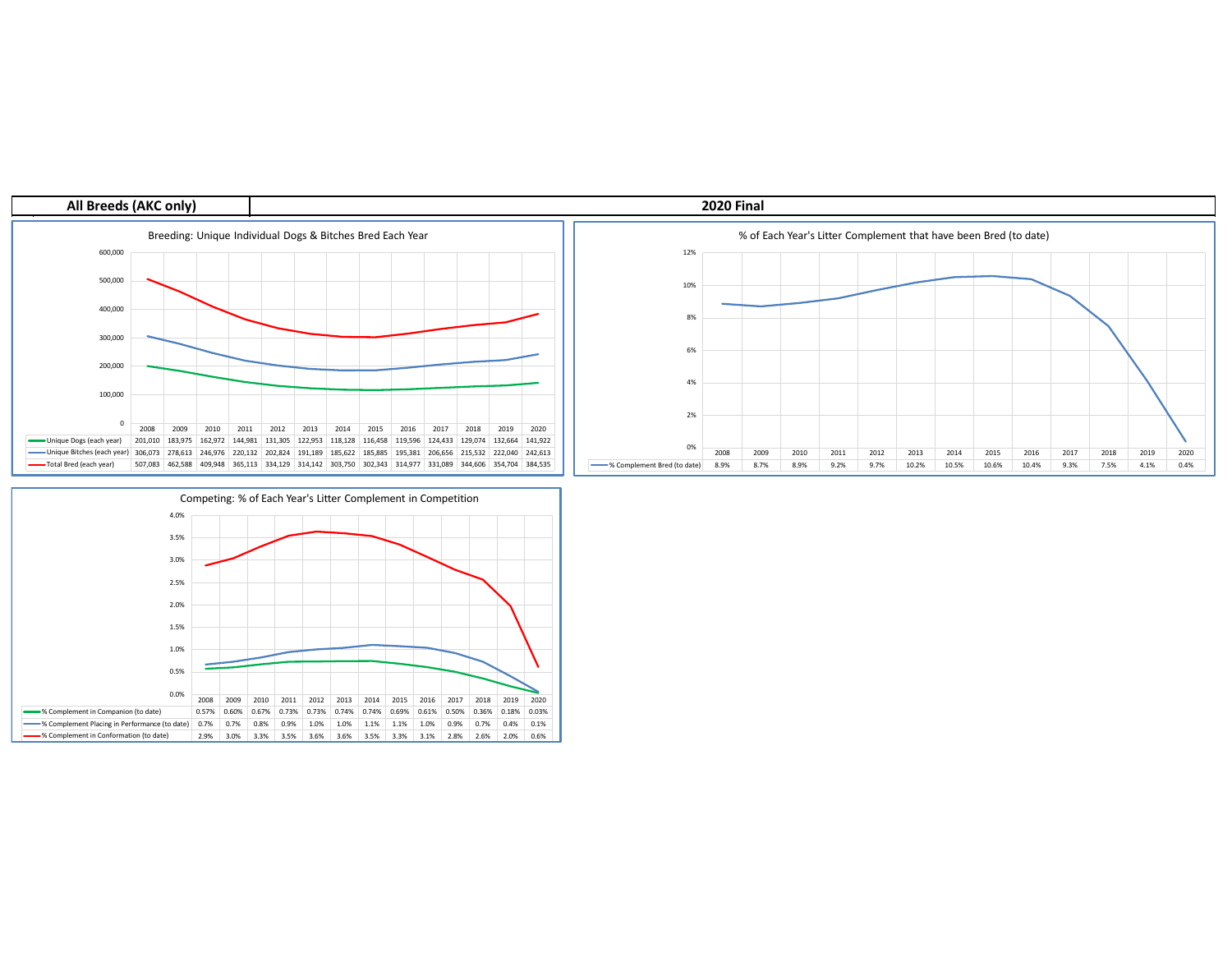## All Breeds (AKC only)

## 2020 Final

Breeding: Unique Individual Dogs & Bitches Bred Each Year

600,000
500,000
400,000
300,000
200,000
100,000
0

| | 2008 | 2009 | 2010 | 2011 | 2012 | 2013 | 2014 | 2015 | 2016 | 2017 | 2018 | 2019 | 2020 |
|---|---|---|---|---|---|---|---|---|---|---|---|---|---|
| Unique Dogs (each year) | 201,010 | 183,975 | 162,972 | 144,981 | 131,305 | 122,953 | 118,128 | 116,458 | 119,596 | 124,433 | 129,074 | 132,664 | 141,922 |
| Unique Bitches (each year) | 306,073 | 278,613 | 246,976 | 220,132 | 202,824 | 191,189 | 185,622 | 185,885 | 195,381 | 206,656 | 215,532 | 222,040 | 242,613 |
| Total Bred (each year) | 507,083 | 462,588 | 409,948 | 365,113 | 334,129 | 314,142 | 303,750 | 302,343 | 314,977 | 331,089 | 344,606 | 354,704 | 384,535 |

% of Each Year's Litter Complement that have been Bred (to date)

12%
10%
8%
6%
4%
2%
0%

| | 2008 | 2009 | 2010 | 2011 | 2012 | 2013 | 2014 | 2015 | 2016 | 2017 | 2018 | 2019 | 2020 |
|---|---|---|---|---|---|---|---|---|---|---|---|---|---|
| % Complement Bred (to date) | 8.9% | 8.7% | 8.9% | 9.2% | 9.7% | 10.2% | 10.5% | 10.6% | 10.4% | 9.3% | 7.5% | 4.1% | 0.4% |

Competing: % of Each Year's Litter Complement in Competition

4.0%
3.5%
3.0%
2.5%
2.0%
1.5%
1.0%
0.5%
0.0%

| | 2008 | 2009 | 2010 | 2011 | 2012 | 2013 | 2014 | 2015 | 2016 | 2017 | 2018 | 2019 | 2020 |
|---|---|---|---|---|---|---|---|---|---|---|---|---|---|
| % Complement in Companion (to date) | 0.57% | 0.60% | 0.67% | 0.73% | 0.73% | 0.74% | 0.74% | 0.69% | 0.61% | 0.50% | 0.36% | 0.18% | 0.03% |
| % Complement Placing in Performance (to date) | 0.7% | 0.7% | 0.8% | 0.9% | 1.0% | 1.0% | 1.1% | 1.1% | 1.0% | 0.9% | 0.7% | 0.4% | 0.1% |
| % Complement in Conformation (to date) | 2.9% | 3.0% | 3.3% | 3.5% | 3.6% | 3.6% | 3.5% | 3.3% | 3.1% | 2.8% | 2.6% | 2.0% | 0.6% |